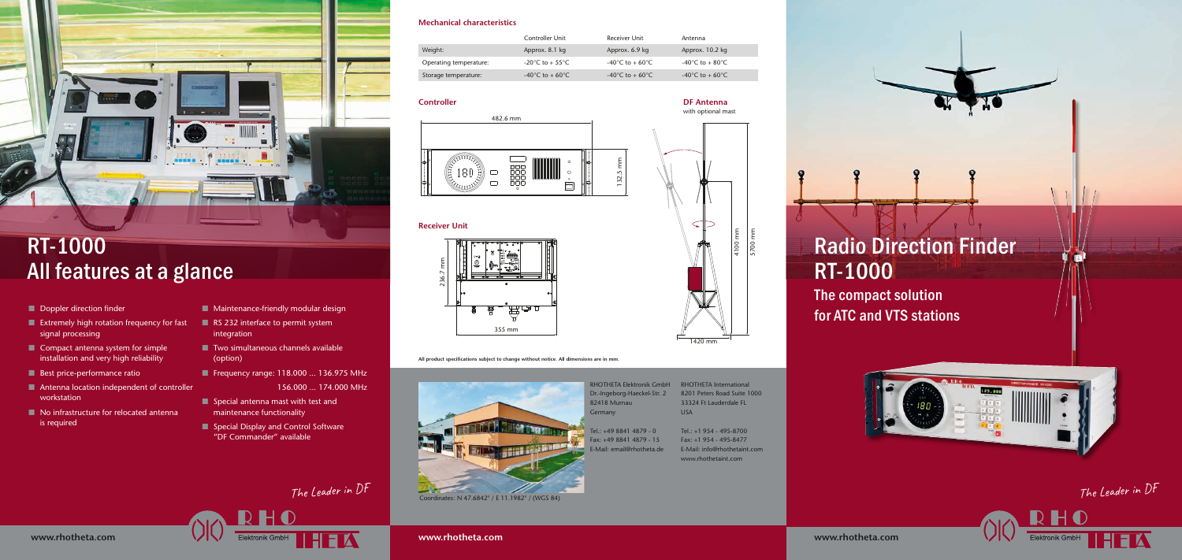# RT-1000
# All features at a glance

- Doppler direction finder
- Extremely high rotation frequency for fast signal processing
- Compact antenna system for simple installation and very high reliability
- Best price-performance ratio
- Antenna location independent of controller workstation
- No infrastructure for relocated antenna is required
- Maintenance-friendly modular design
- RS 232 interface to permit system integration
- Two simultaneous channels available (option)
- Frequency range: 118.000 ... 136.975 MHz
  156.000 ... 174.000 MHz
- Special antenna mast with test and maintenance functionality
- Special Display and Control Software "DF Commander" available

*The Leader in DF*

www.rhotheta.com

## Mechanical characteristics

| | Controller Unit | Receiver Unit | Antenna |
|---|---|---|---|
| Weight: | Approx. 8.1 kg | Approx. 6.9 kg | Approx. 10.2 kg |
| Operating temperature: | -20°C to + 55°C | -40°C to + 60°C | -40°C to + 80°C |
| Storage temperature: | -40°C to + 60°C | -40°C to + 60°C | -40°C to + 60°C |

### Controller

482.6 mm
132.5 mm

### DF Antenna
with optional mast

4100 mm
5700 mm
1420 mm

### Receiver Unit

236.7 mm
355 mm

**All product specifications subject to change without notice. All dimensions are in mm.**

RHOTHETA Elektronik GmbH
Dr.-Ingeborg-Haeckel-Str. 2
82418 Murnau
Germany

Tel.: +49 8841 4879 - 0
Fax: +49 8841 4879 - 15
E-Mail: email@rhotheta.de

RHOTHETA International
8201 Peters Road Suite 1000
33324 Ft Lauderdale FL
USA

Tel.: +1 954 - 495-8700
Fax: +1 954 - 495-8477
E-Mail: info@rhothetaint.com
www.rhothetaint.com

Coordinates: N 47.6842° / E 11.1982° / (WGS 84)

www.rhotheta.com

# Radio Direction Finder RT-1000

## The compact solution for ATC and VTS stations

*The Leader in DF*

www.rhotheta.com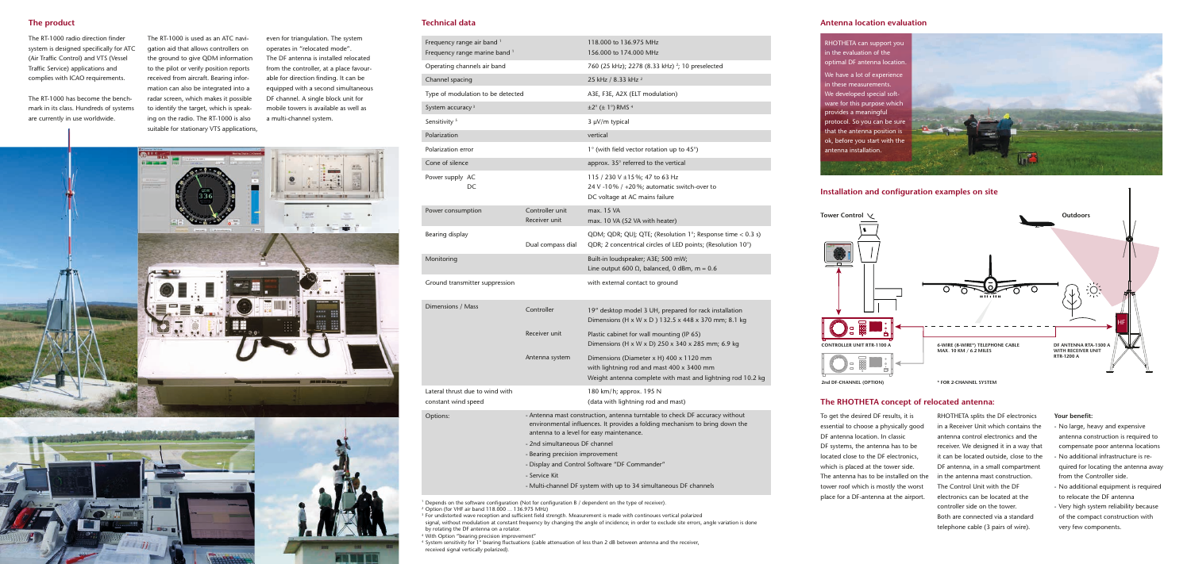## The product

The RT-1000 radio direction finder system is designed specifically for ATC (Air Traffic Control) and VTS (Vessel Traffic Service) applications and complies with ICAO requirements.

The RT-1000 has become the benchmark in its class. Hundreds of systems are currently in use worldwide.

The RT-1000 is used as an ATC navigation aid that allows controllers on the ground to give QDM information to the pilot or verify position reports received from aircraft. Bearing information can also be integrated into a radar screen, which makes it possible to identify the target, which is speaking on the radio. The RT-1000 is also suitable for stationary VTS applications, even for triangulation. The system operates in "relocated mode". The DF antenna is installed relocated from the controller, at a place favourable for direction finding. It can be equipped with a second simultaneous DF channel. A single block unit for mobile towers is available as well as a multi-channel system.

## Technical data

| | | |
|---|---|---|
| Frequency range air band [1] | | 118.000 to 136.975 MHz |
| Frequency range marine band [1] | | 156.000 to 174.000 MHz |
| Operating channels air band | | 760 (25 kHz); 2278 (8.33 kHz) [2]; 10 preselected |
| Channel spacing | | 25 kHz / 8.33 kHz [2] |
| Type of modulation to be detected | | A3E, F3E, A2X (ELT modulation) |
| System accuracy [3] | | ±2° (± 1°) RMS [4] |
| Sensitivity [5] | | 3 µV/m typical |
| Polarization | | vertical |
| Polarization error | | 1° (with field vector rotation up to 45°) |
| Cone of silence | | approx. 35° referred to the vertical |
| Power supply AC<br>DC | | 115 / 230 V ±15%; 47 to 63 Hz<br>24 V -10% / +20%; automatic switch-over to DC voltage at AC mains failure |
| Power consumption | Controller unit<br>Receiver unit | max. 15 VA<br>max. 10 VA (52 VA with heater) |
| Bearing display | | QDM; QDR; QUJ; QTE; (Resolution 1°; Response time < 0.3 s) |
| | Dual compass dial | QDR; 2 concentrical circles of LED points; (Resolution 10°) |
| Monitoring | | Built-in loudspeaker; A3E; 500 mW;<br>Line output 600 Ω, balanced, 0 dBm, m = 0.6 |
| Ground transmitter suppression | | with external contact to ground |
| Dimensions / Mass | Controller | 19" desktop model 3 UH, prepared for rack installation<br>Dimensions (H x W x D ) 132.5 x 448 x 370 mm; 8.1 kg |
| | Receiver unit | Plastic cabinet for wall mounting (IP 65)<br>Dimensions (H x W x D) 250 x 340 x 285 mm; 6.9 kg |
| | Antenna system | Dimensions (Diameter x H) 400 x 1120 mm<br>with lightning rod and mast 400 x 3400 mm<br>Weight antenna complete with mast and lightning rod 10.2 kg |
| Lateral thrust due to wind with constant wind speed | | 180 km/h; approx. 195 N<br>(data with lightning rod and mast) |
| Options: | | - Antenna mast construction, antenna turntable to check DF accuracy without environmental influences. It provides a folding mechanism to bring down the antenna to a level for easy maintenance.<br>- 2nd simultaneous DF channel<br>- Bearing precision improvement<br>- Display and Control Software "DF Commander"<br>- Service Kit<br>- Multi-channel DF system with up to 34 simultaneous DF channels |

[1] Depends on the software configuration (Not for configuration B / dependent on the type of receiver).
[2] Option (for VHF air band 118.000 ... 136.975 MHz)
[3] For undistorted wave reception and sufficient field strength. Measurement is made with continuous vertical polarized signal, without modulation at constant frequency by changing the angle of incidence; in order to exclude site errors, angle variation is done by rotating the DF antenna on a rotator.
[4] With Option "bearing precision improvement"
[5] System sensitivity for 1° bearing fluctuations (cable attenuation of less than 2 dB between antenna and the receiver, received signal vertically polarized).

## Antenna location evaluation

RHOTHETA can support you in the evaluation of the optimal DF antenna location.

We have a lot of experience in these measurements. We developed special software for this purpose which provides a meaningful protocol. So you can be sure that the antenna position is ok, before you start with the antenna installation.

## Installation and configuration examples on site

Tower Control

Outdoors

CONTROLLER UNIT RTR-1100 A

6-WIRE (8-WIRE*) TELEPHONE CABLE
MAX. 10 KM / 6.2 MILES

DF ANTENNA RTA-1300 A
WITH RECEIVER UNIT
RTR-1200 A

HF

2nd DF-CHANNEL (OPTION)

* FOR 2-CHANNEL SYSTEM

## The RHOTHETA concept of relocated antenna:

To get the desired DF results, it is essential to choose a physically good DF antenna location. In classic DF systems, the antenna has to be located close to the DF electronics, which is placed at the tower side. The antenna has to be installed on the tower roof which is mostly the worst place for a DF-antenna at the airport.

RHOTHETA splits the DF electronics in a Receiver Unit which contains the antenna control electronics and the receiver. We designed it in a way that it can be located outside, close to the DF antenna, in a small compartment in the antenna mast construction. The Control Unit with the DF electronics can be located at the controller side on the tower. Both are connected via a standard telephone cable (3 pairs of wire).

**Your benefit:**

- No large, heavy and expensive antenna construction is required to compensate poor antenna locations
- No additional infrastructure is required for locating the antenna away from the Controller side.
- No additional equipment is required to relocate the DF antenna
- Very high system reliability because of the compact construction with very few components.